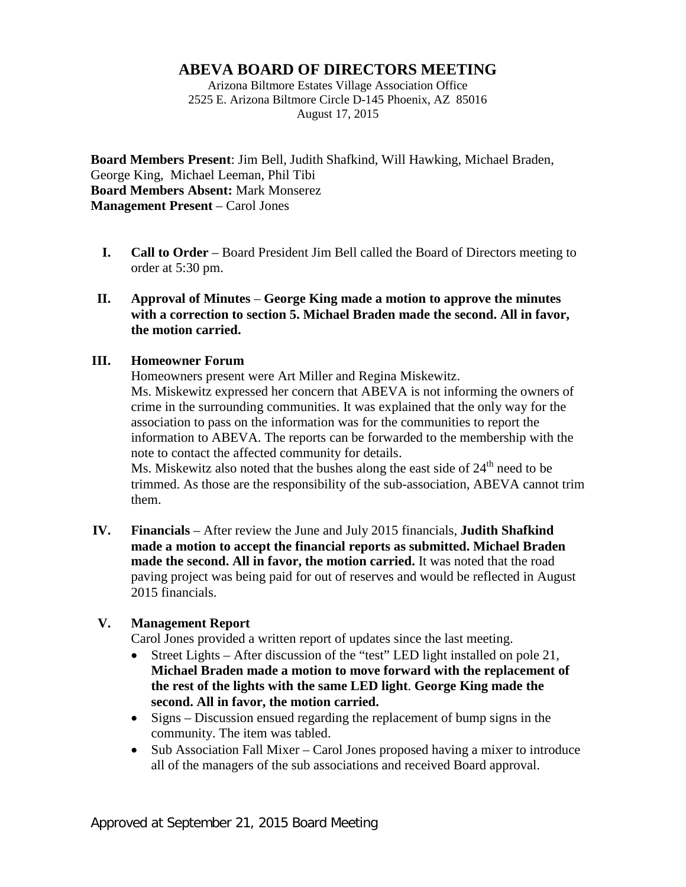# ABEVA BOARD OF DIRECTORS MEETING

Arizona Biltmore Estates Village Association Office
2525 E. Arizona Biltmore Circle D-145 Phoenix, AZ 85016
August 17, 2015

**Board Members Present**: Jim Bell, Judith Shafkind, Will Hawking, Michael Braden, George King, Michael Leeman, Phil Tibi
**Board Members Absent:** Mark Monserez
**Management Present** – Carol Jones

I. **Call to Order** – Board President Jim Bell called the Board of Directors meeting to order at 5:30 pm.

II. **Approval of Minutes** – **George King made a motion to approve the minutes with a correction to section 5. Michael Braden made the second. All in favor, the motion carried.**

III. **Homeowner Forum**

Homeowners present were Art Miller and Regina Miskewitz.

Ms. Miskewitz expressed her concern that ABEVA is not informing the owners of crime in the surrounding communities. It was explained that the only way for the association to pass on the information was for the communities to report the information to ABEVA. The reports can be forwarded to the membership with the note to contact the affected community for details.

Ms. Miskewitz also noted that the bushes along the east side of 24th need to be trimmed. As those are the responsibility of the sub-association, ABEVA cannot trim them.

IV. **Financials** – After review the June and July 2015 financials, **Judith Shafkind made a motion to accept the financial reports as submitted. Michael Braden made the second. All in favor, the motion carried.** It was noted that the road paving project was being paid for out of reserves and would be reflected in August 2015 financials.

V. **Management Report**

Carol Jones provided a written report of updates since the last meeting.

- Street Lights – After discussion of the "test" LED light installed on pole 21, **Michael Braden made a motion to move forward with the replacement of the rest of the lights with the same LED light**. **George King made the second. All in favor, the motion carried.**
- Signs – Discussion ensued regarding the replacement of bump signs in the community. The item was tabled.
- Sub Association Fall Mixer – Carol Jones proposed having a mixer to introduce all of the managers of the sub associations and received Board approval.

Approved at September 21, 2015 Board Meeting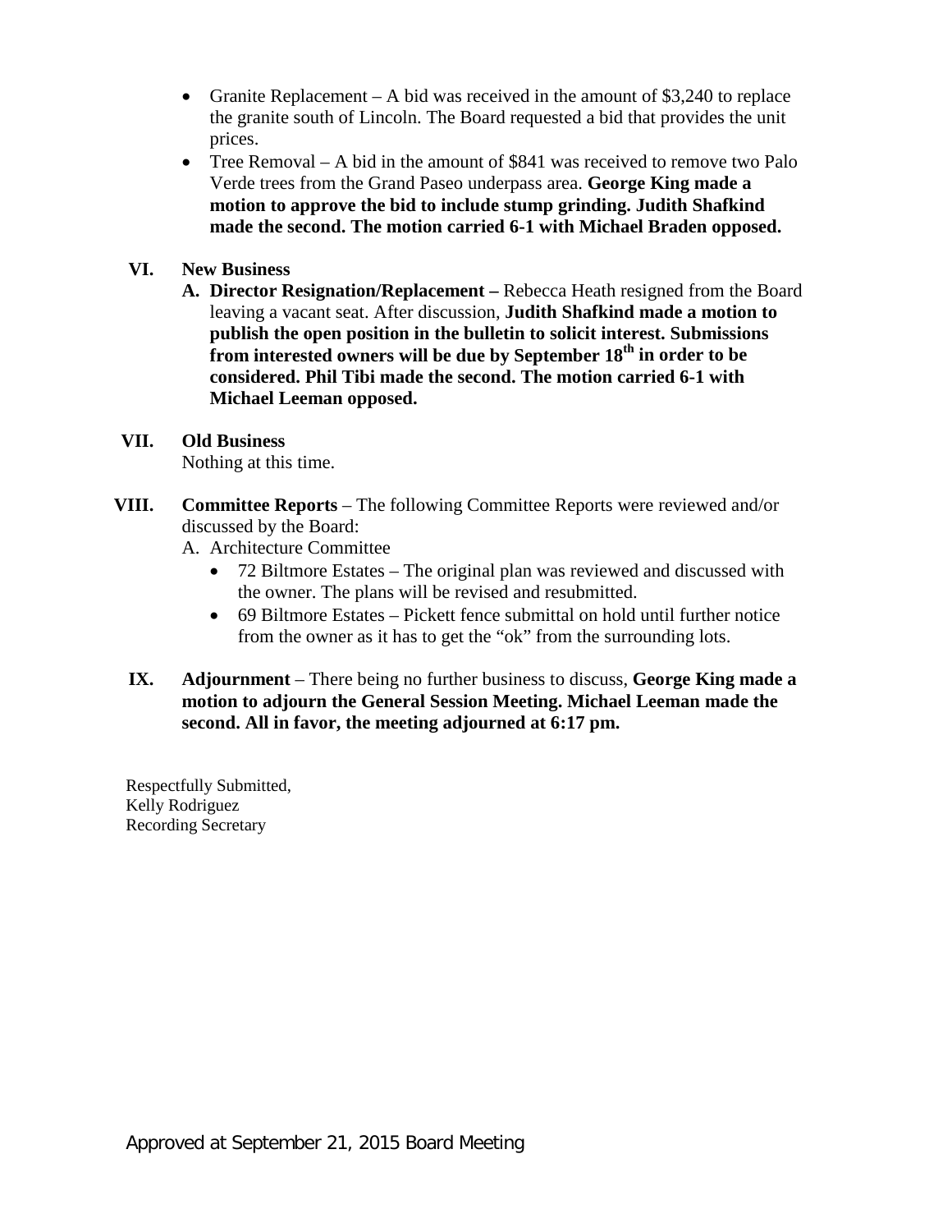- Granite Replacement – A bid was received in the amount of $3,240 to replace the granite south of Lincoln. The Board requested a bid that provides the unit prices.
- Tree Removal – A bid in the amount of $841 was received to remove two Palo Verde trees from the Grand Paseo underpass area. **George King made a motion to approve the bid to include stump grinding. Judith Shafkind made the second. The motion carried 6-1 with Michael Braden opposed.**

**VI. New Business**

**A. Director Resignation/Replacement –** Rebecca Heath resigned from the Board leaving a vacant seat. After discussion, **Judith Shafkind made a motion to publish the open position in the bulletin to solicit interest. Submissions from interested owners will be due by September 18th in order to be considered. Phil Tibi made the second. The motion carried 6-1 with Michael Leeman opposed.**

**VII. Old Business**

Nothing at this time.

**VIII. Committee Reports** – The following Committee Reports were reviewed and/or discussed by the Board:

A. Architecture Committee

- 72 Biltmore Estates – The original plan was reviewed and discussed with the owner. The plans will be revised and resubmitted.
- 69 Biltmore Estates – Pickett fence submittal on hold until further notice from the owner as it has to get the "ok" from the surrounding lots.

**IX. Adjournment** – There being no further business to discuss, **George King made a motion to adjourn the General Session Meeting. Michael Leeman made the second. All in favor, the meeting adjourned at 6:17 pm.**

Respectfully Submitted,
Kelly Rodriguez
Recording Secretary

Approved at September 21, 2015 Board Meeting